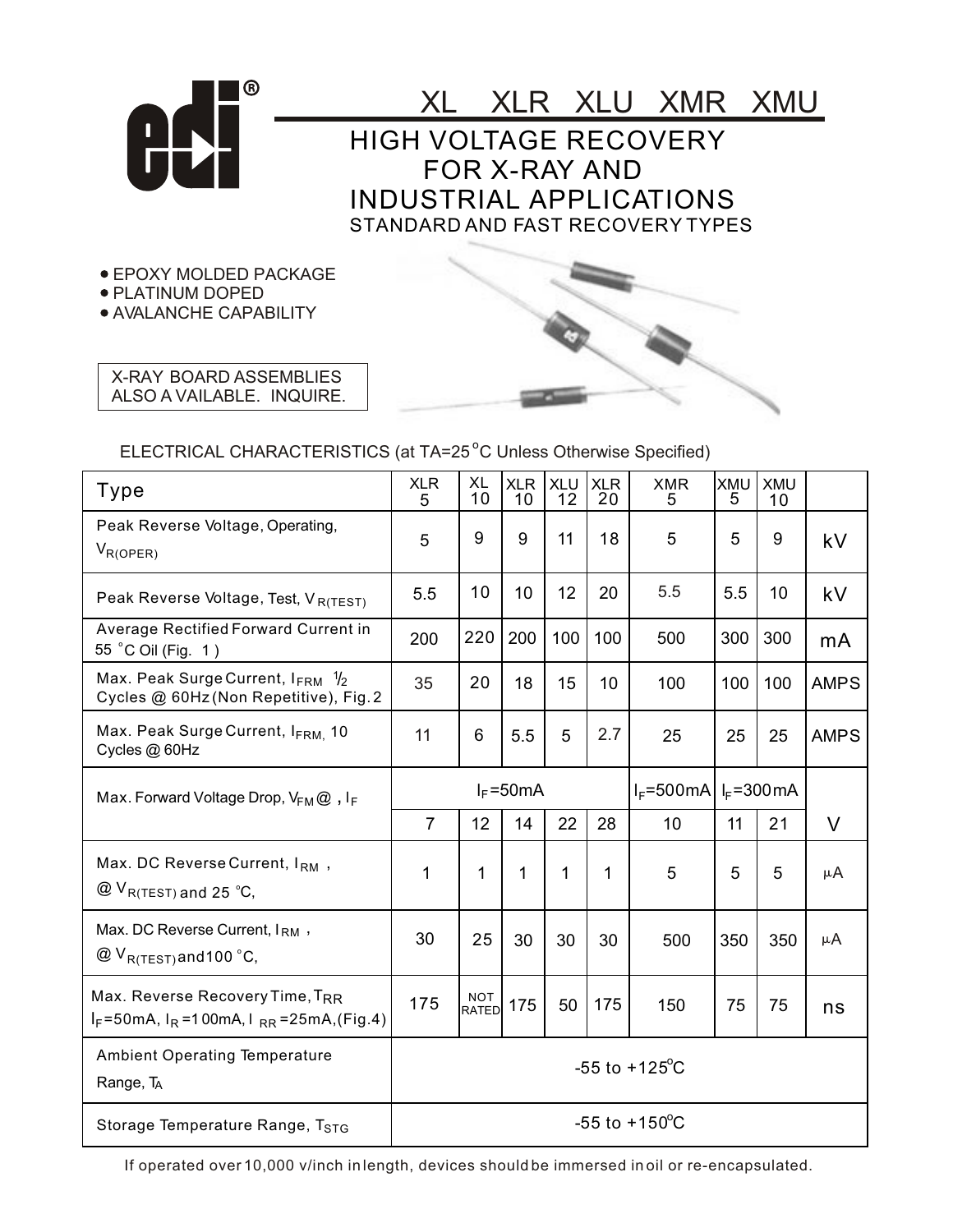# XL XLR XLU XMR XMU

## HIGH VOLTAGE RECOVERY FOR X-RAY AND INDUSTRIAL APPLICATIONS

### STANDARD AND FAST RECOVERY TYPES

- EPOXY MOLDED PACKAGE
- PLATINUM DOPED
- AVALANCHE CAPABILITY

X-RAY BOARD ASSEMBLIES ALSO AVAILABLE. INQUIRE.

ELECTRICAL CHARACTERISTICS (at TA=25°C Unless Otherwise Specified)

| Type | XLR 5 | XL 10 | XLR 10 | XLU 12 | XLR 20 | XMR 5 | XMU 5 | XMU 10 | |
|---|---|---|---|---|---|---|---|---|---|
| Peak Reverse Voltage, Operating, $V_{R(OPER)}$ | 5 | 9 | 9 | 11 | 18 | 5 | 5 | 9 | kV |
| Peak Reverse Voltage, Test, $V_{R(TEST)}$ | 5.5 | 10 | 10 | 12 | 20 | 5.5 | 5.5 | 10 | kV |
| Average Rectified Forward Current in 55 °C Oil (Fig. 1) | 200 | 220 | 200 | 100 | 100 | 500 | 300 | 300 | mA |
| Max. Peak Surge Current, $I_{FRM}$ ½ Cycles @ 60Hz (Non Repetitive), Fig. 2 | 35 | 20 | 18 | 15 | 10 | 100 | 100 | 100 | AMPS |
| Max. Peak Surge Current, $I_{FRM}$, 10 Cycles @ 60Hz | 11 | 6 | 5.5 | 5 | 2.7 | 25 | 25 | 25 | AMPS |
| Max. Forward Voltage Drop, $V_{FM}$ @ , $I_F$ | $I_F$=50mA | | | | | $I_F$=500mA | $I_F$=300mA | | |
| | 7 | 12 | 14 | 22 | 28 | 10 | 11 | 21 | V |
| Max. DC Reverse Current, $I_{RM}$ , @ $V_{R(TEST)}$ and 25 °C, | 1 | 1 | 1 | 1 | 1 | 5 | 5 | 5 | µA |
| Max. DC Reverse Current, $I_{RM}$ , @ $V_{R(TEST)}$ and 100 °C, | 30 | 25 | 30 | 30 | 30 | 500 | 350 | 350 | µA |
| Max. Reverse Recovery Time, $T_{RR}$ $I_F$=50mA, $I_R$=100mA, $I_{RR}$=25mA, (Fig.4) | 175 | NOT RATED | 175 | 50 | 175 | 150 | 75 | 75 | ns |
| Ambient Operating Temperature Range, $T_A$ | -55 to +125°C | | | | | | | | |
| Storage Temperature Range, $T_{STG}$ | -55 to +150°C | | | | | | | | |

If operated over 10,000 v/inch in length, devices should be immersed in oil or re-encapsulated.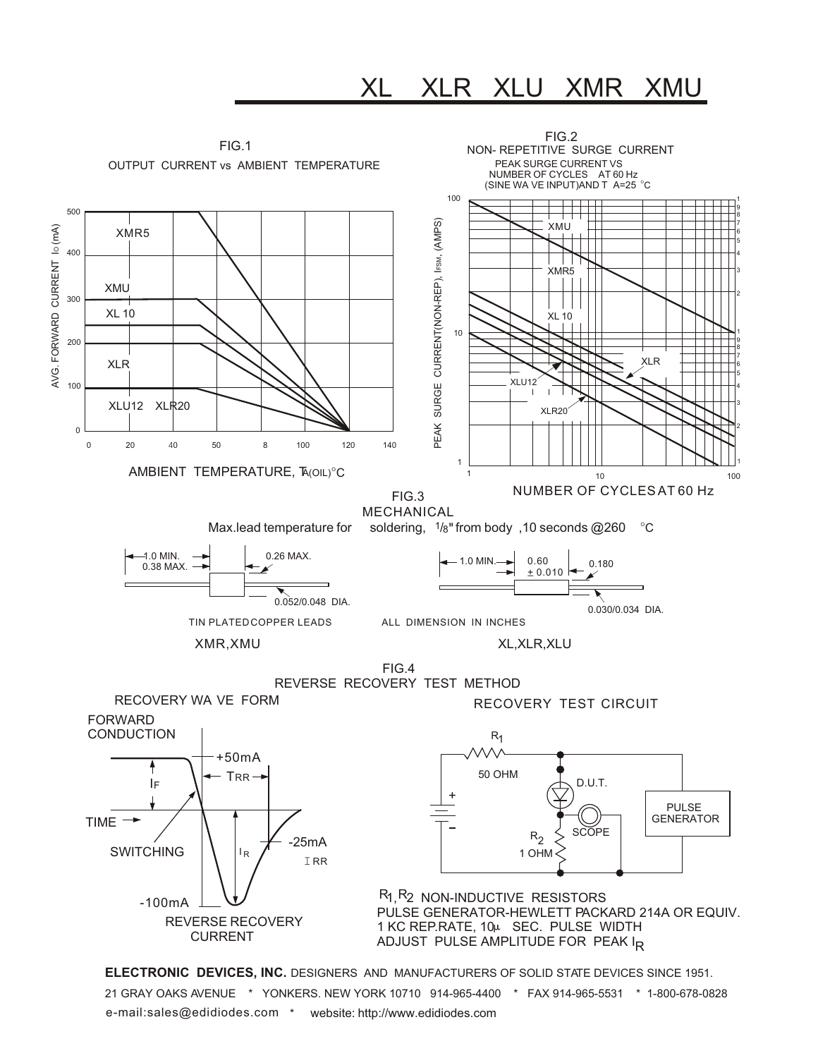# XL XLR XLU XMR XMU

FIG.1

OUTPUT CURRENT vs AMBIENT TEMPERATURE

AVG. FORWARD CURRENT $I_O$ (mA)

500
400
300
200
100
0

XMR5
XMU
XL 10
XLR
XLU12 XLR20

0 20 40 50 8 100 120 140

AMBIENT TEMPERATURE, $T_{A(OIL)}$°C

FIG.2

NON- REPETITIVE SURGE CURRENT

PEAK SURGE CURRENT VS NUMBER OF CYCLES AT 60 Hz (SINE WAVE INPUT)AND $T_A$=25 °C

PEAK SURGE CURRENT(NON-REP), $I_{FSM}$, (AMPS)

100
10
1

XMU
XMR5
XL 10
XLR
XLU12
XLR20

1 10 100

NUMBER OF CYCLES AT 60 Hz

FIG.3

MECHANICAL

Max.lead temperature for soldering, 1/8" from body ,10 seconds @260 °C

1.0 MIN.
0.38 MAX.
0.26 MAX.
0.052/0.048 DIA.

TIN PLATED COPPER LEADS

XMR,XMU

1.0 MIN.
0.60
± 0.010
0.180
0.030/0.034 DIA.

ALL DIMENSION IN INCHES

XL,XLR,XLU

FIG.4

REVERSE RECOVERY TEST METHOD

RECOVERY WAVE FORM

FORWARD CONDUCTION

+50mA
$T_{RR}$
$I_F$
TIME
SWITCHING
$I_R$
-25mA
$I_{RR}$
-100mA

REVERSE RECOVERY CURRENT

RECOVERY TEST CIRCUIT

$R_1$
50 OHM
D.U.T.
+
−
$R_2$
1 OHM
SCOPE
PULSE GENERATOR

$R_1$, $R_2$ NON-INDUCTIVE RESISTORS

PULSE GENERATOR-HEWLETT PACKARD 214A OR EQUIV.

1 KC REP.RATE, 10μ SEC. PULSE WIDTH

ADJUST PULSE AMPLITUDE FOR PEAK $I_R$

**ELECTRONIC DEVICES, INC.** DESIGNERS AND MANUFACTURERS OF SOLID STATE DEVICES SINCE 1951.

21 GRAY OAKS AVENUE * YONKERS. NEW YORK 10710 914-965-4400 * FAX 914-965-5531 * 1-800-678-0828

e-mail:sales@edidiodes.com * website: http://www.edidiodes.com